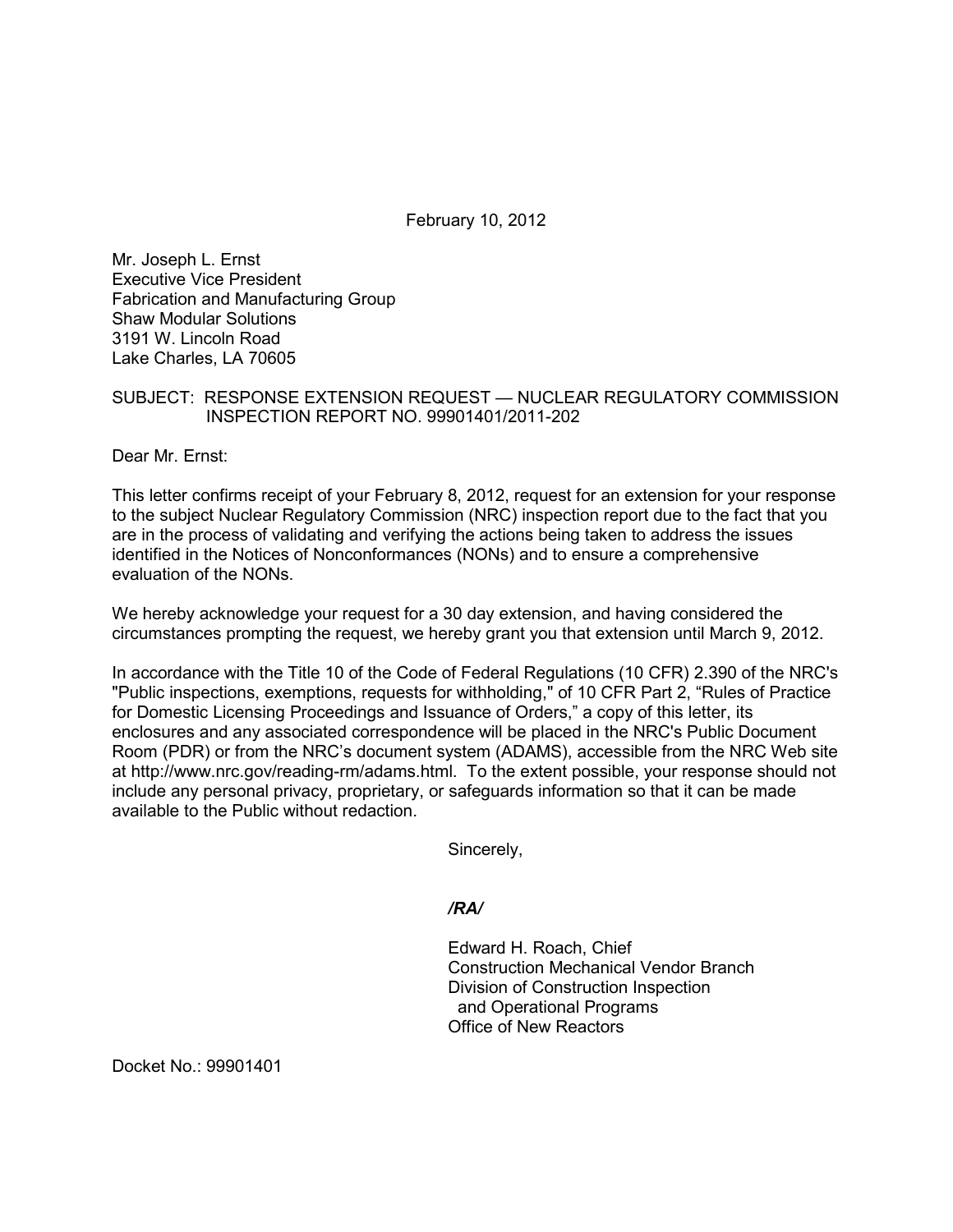February 10, 2012

Mr. Joseph L. Ernst
Executive Vice President
Fabrication and Manufacturing Group
Shaw Modular Solutions
3191 W. Lincoln Road
Lake Charles, LA 70605

SUBJECT: RESPONSE EXTENSION REQUEST — NUCLEAR REGULATORY COMMISSION INSPECTION REPORT NO. 99901401/2011-202

Dear Mr. Ernst:

This letter confirms receipt of your February 8, 2012, request for an extension for your response to the subject Nuclear Regulatory Commission (NRC) inspection report due to the fact that you are in the process of validating and verifying the actions being taken to address the issues identified in the Notices of Nonconformances (NONs) and to ensure a comprehensive evaluation of the NONs.

We hereby acknowledge your request for a 30 day extension, and having considered the circumstances prompting the request, we hereby grant you that extension until March 9, 2012.

In accordance with the Title 10 of the Code of Federal Regulations (10 CFR) 2.390 of the NRC's "Public inspections, exemptions, requests for withholding," of 10 CFR Part 2, "Rules of Practice for Domestic Licensing Proceedings and Issuance of Orders," a copy of this letter, its enclosures and any associated correspondence will be placed in the NRC's Public Document Room (PDR) or from the NRC's document system (ADAMS), accessible from the NRC Web site at http://www.nrc.gov/reading-rm/adams.html. To the extent possible, your response should not include any personal privacy, proprietary, or safeguards information so that it can be made available to the Public without redaction.

Sincerely,

*/RA/*

Edward H. Roach, Chief
Construction Mechanical Vendor Branch
Division of Construction Inspection
and Operational Programs
Office of New Reactors

Docket No.: 99901401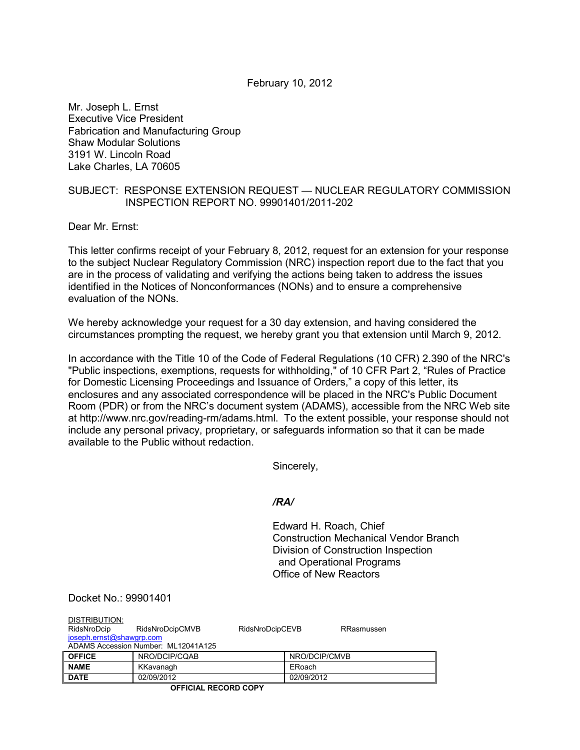February 10, 2012

Mr. Joseph L. Ernst
Executive Vice President
Fabrication and Manufacturing Group
Shaw Modular Solutions
3191 W. Lincoln Road
Lake Charles, LA 70605

SUBJECT: RESPONSE EXTENSION REQUEST — NUCLEAR REGULATORY COMMISSION INSPECTION REPORT NO. 99901401/2011-202

Dear Mr. Ernst:

This letter confirms receipt of your February 8, 2012, request for an extension for your response to the subject Nuclear Regulatory Commission (NRC) inspection report due to the fact that you are in the process of validating and verifying the actions being taken to address the issues identified in the Notices of Nonconformances (NONs) and to ensure a comprehensive evaluation of the NONs.

We hereby acknowledge your request for a 30 day extension, and having considered the circumstances prompting the request, we hereby grant you that extension until March 9, 2012.

In accordance with the Title 10 of the Code of Federal Regulations (10 CFR) 2.390 of the NRC's "Public inspections, exemptions, requests for withholding," of 10 CFR Part 2, "Rules of Practice for Domestic Licensing Proceedings and Issuance of Orders," a copy of this letter, its enclosures and any associated correspondence will be placed in the NRC's Public Document Room (PDR) or from the NRC's document system (ADAMS), accessible from the NRC Web site at http://www.nrc.gov/reading-rm/adams.html. To the extent possible, your response should not include any personal privacy, proprietary, or safeguards information so that it can be made available to the Public without redaction.

Sincerely,

*/RA/*

Edward H. Roach, Chief
Construction Mechanical Vendor Branch
Division of Construction Inspection
and Operational Programs
Office of New Reactors

Docket No.: 99901401

DISTRIBUTION:
RidsNroDcip RidsNroDcipCMVB RidsNroDcipCEVB RRasmussen
joseph.ernst@shawgrp.com
ADAMS Accession Number: ML12041A125

| | | |
|---|---|---|
| **OFFICE** | NRO/DCIP/CQAB | NRO/DCIP/CMVB |
| **NAME** | KKavanagh | ERoach |
| **DATE** | 02/09/2012 | 02/09/2012 |

**OFFICIAL RECORD COPY**